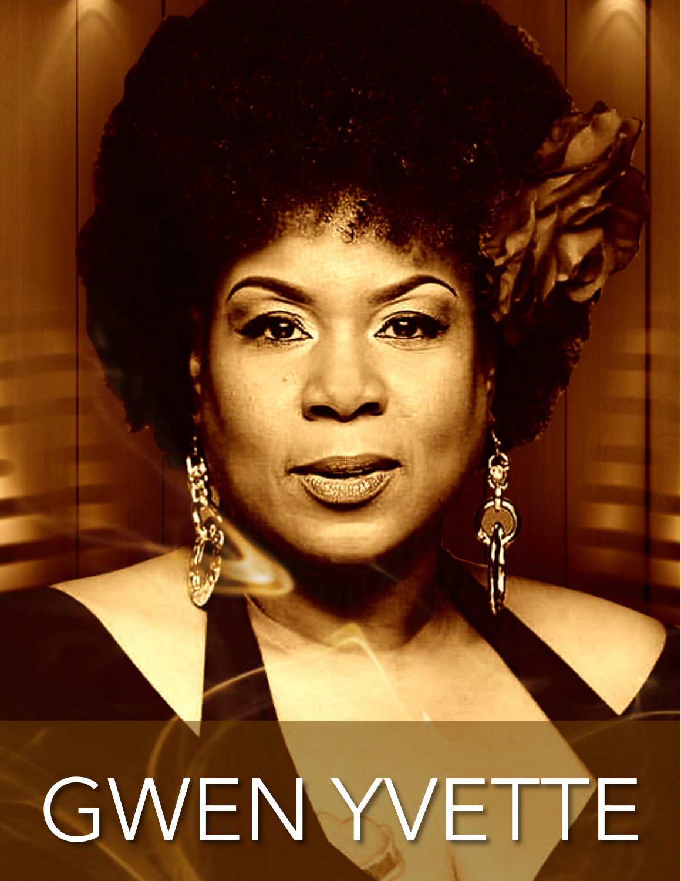# GWEN YVETTE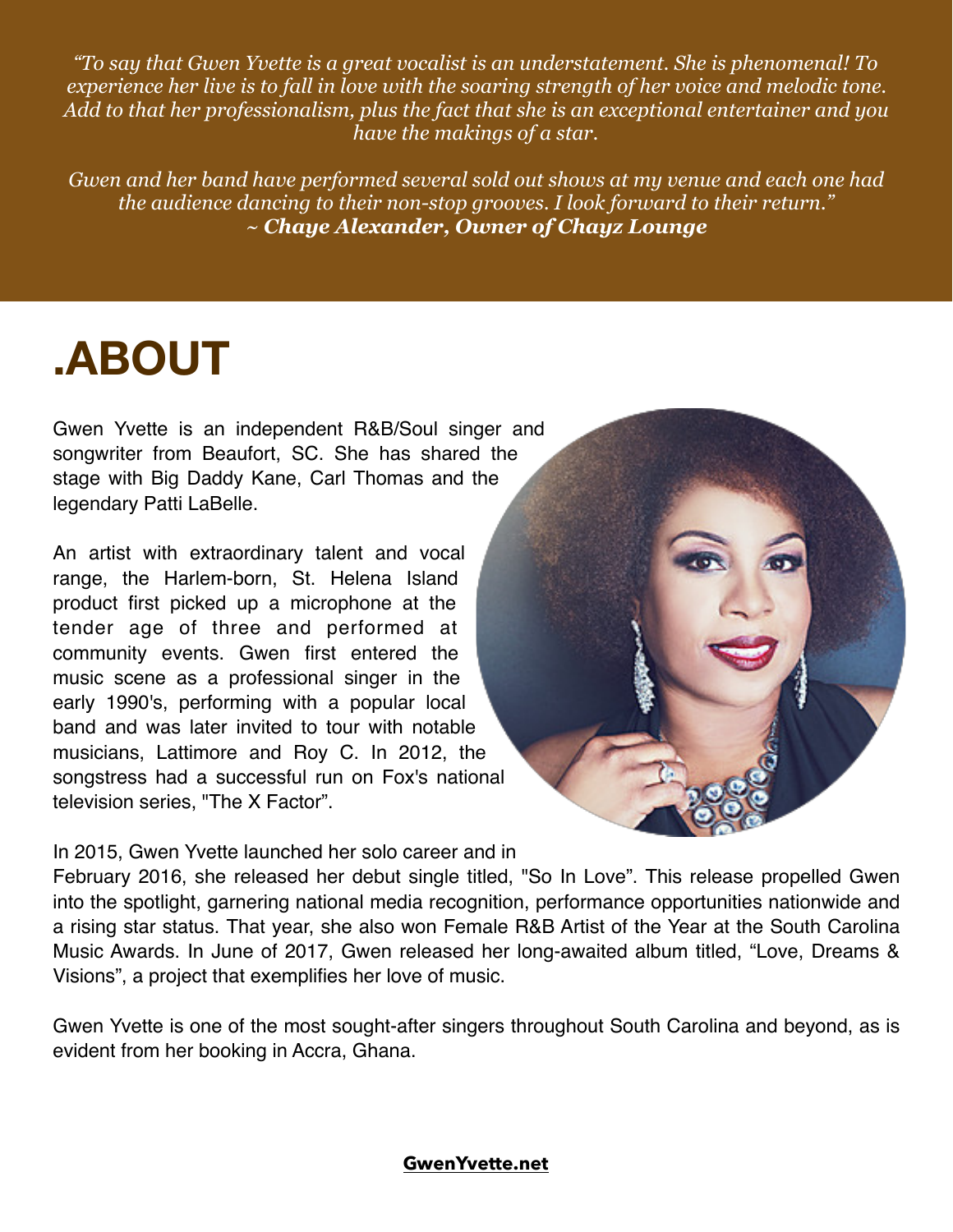*"To say that Gwen Yvette is a great vocalist is an understatement. She is phenomenal! To experience her live is to fall in love with the soaring strength of her voice and melodic tone. Add to that her professionalism, plus the fact that she is an exceptional entertainer and you have the makings of a star.*

*Gwen and her band have performed several sold out shows at my venue and each one had the audience dancing to their non-stop grooves. I look forward to their return."*
***~ Chaye Alexander, Owner of Chayz Lounge***

# .ABOUT

Gwen Yvette is an independent R&B/Soul singer and songwriter from Beaufort, SC. She has shared the stage with Big Daddy Kane, Carl Thomas and the legendary Patti LaBelle.

An artist with extraordinary talent and vocal range, the Harlem-born, St. Helena Island product first picked up a microphone at the tender age of three and performed at community events. Gwen first entered the music scene as a professional singer in the early 1990's, performing with a popular local band and was later invited to tour with notable musicians, Lattimore and Roy C. In 2012, the songstress had a successful run on Fox's national television series, "The X Factor".

In 2015, Gwen Yvette launched her solo career and in February 2016, she released her debut single titled, "So In Love". This release propelled Gwen into the spotlight, garnering national media recognition, performance opportunities nationwide and a rising star status. That year, she also won Female R&B Artist of the Year at the South Carolina Music Awards. In June of 2017, Gwen released her long-awaited album titled, "Love, Dreams & Visions", a project that exemplifies her love of music.

Gwen Yvette is one of the most sought-after singers throughout South Carolina and beyond, as is evident from her booking in Accra, Ghana.

**GwenYvette.net**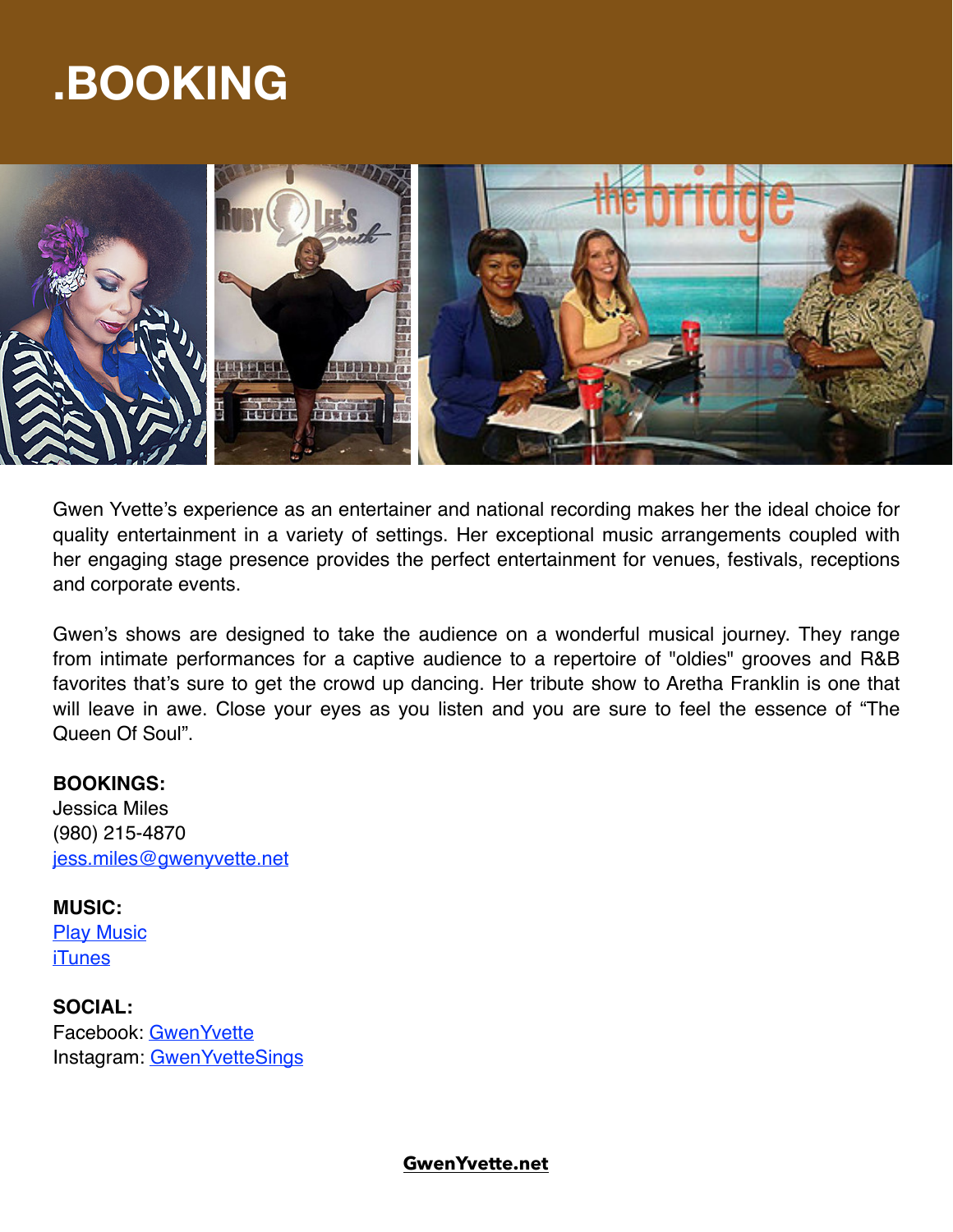# .BOOKING

Gwen Yvette's experience as an entertainer and national recording makes her the ideal choice for quality entertainment in a variety of settings. Her exceptional music arrangements coupled with her engaging stage presence provides the perfect entertainment for venues, festivals, receptions and corporate events.

Gwen's shows are designed to take the audience on a wonderful musical journey. They range from intimate performances for a captive audience to a repertoire of "oldies" grooves and R&B favorites that's sure to get the crowd up dancing. Her tribute show to Aretha Franklin is one that will leave in awe. Close your eyes as you listen and you are sure to feel the essence of "The Queen Of Soul".

**BOOKINGS:**
Jessica Miles
(980) 215-4870
jess.miles@gwenyvette.net

**MUSIC:**
Play Music
iTunes

**SOCIAL:**
Facebook: GwenYvette
Instagram: GwenYvetteSings

**GwenYvette.net**